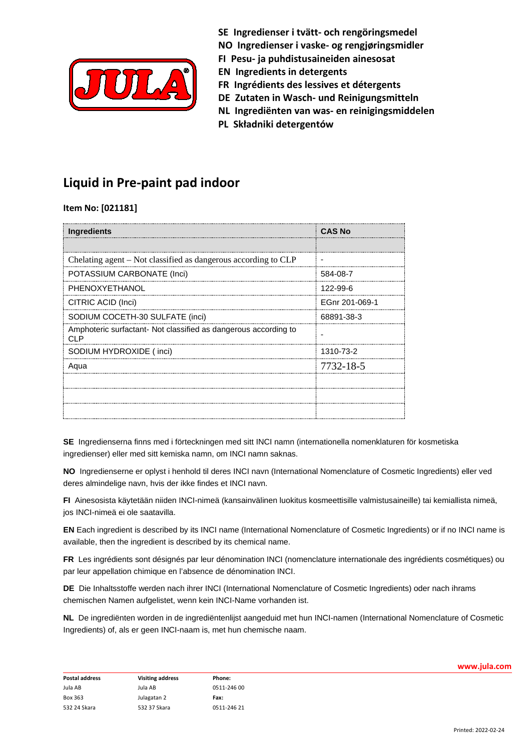**SE Ingredienser i tvätt- och rengöringsmedel**
**NO Ingredienser i vaske- og rengjøringsmidler**
**FI Pesu- ja puhdistusaineiden ainesosat**
**EN Ingredients in detergents**
**FR Ingrédients des lessives et détergents**
**DE Zutaten in Wasch- und Reinigungsmitteln**
**NL Ingrediënten van was- en reinigingsmiddelen**
**PL Składniki detergentów**

## Liquid in Pre-paint pad indoor

**Item No: [021181]**

| Ingredients | CAS No |
| --- | --- |
| | |
| Chelating agent – Not classified as dangerous according to CLP | - |
| POTASSIUM CARBONATE (Inci) | 584-08-7 |
| PHENOXYETHANOL | 122-99-6 |
| CITRIC ACID (Inci) | EGnr 201-069-1 |
| SODIUM COCETH-30 SULFATE (inci) | 68891-38-3 |
| Amphoteric surfactant- Not classified as dangerous according to CLP | - |
| SODIUM HYDROXIDE ( inci) | 1310-73-2 |
| Aqua | 7732-18-5 |
| | |
| | |
| | |

**SE** Ingredienserna finns med i förteckningen med sitt INCI namn (internationella nomenklaturen för kosmetiska ingredienser) eller med sitt kemiska namn, om INCI namn saknas.

**NO** Ingredienserne er oplyst i henhold til deres INCI navn (International Nomenclature of Cosmetic Ingredients) eller ved deres almindelige navn, hvis der ikke findes et INCI navn.

**FI** Ainesosista käytetään niiden INCI-nimeä (kansainvälinen luokitus kosmeettisille valmistusaineille) tai kemiallista nimeä, jos INCI-nimeä ei ole saatavilla.

**EN** Each ingredient is described by its INCI name (International Nomenclature of Cosmetic Ingredients) or if no INCI name is available, then the ingredient is described by its chemical name.

**FR** Les ingrédients sont désignés par leur dénomination INCI (nomenclature internationale des ingrédients cosmétiques) ou par leur appellation chimique en l'absence de dénomination INCI.

**DE** Die Inhaltsstoffe werden nach ihrer INCI (International Nomenclature of Cosmetic Ingredients) oder nach ihrams chemischen Namen aufgelistet, wenn kein INCI-Name vorhanden ist.

**NL** De ingrediënten worden in de ingrediëntenlijst aangeduid met hun INCI-namen (International Nomenclature of Cosmetic Ingredients) of, als er geen INCI-naam is, met hun chemische naam.

www.jula.com

| Postal address | Visiting address | Phone: |
| --- | --- | --- |
| Jula AB | Jula AB | 0511-246 00 |
| Box 363 | Julagatan 2 | Fax: |
| 532 24 Skara | 532 37 Skara | 0511-246 21 |

Printed: 2022-02-24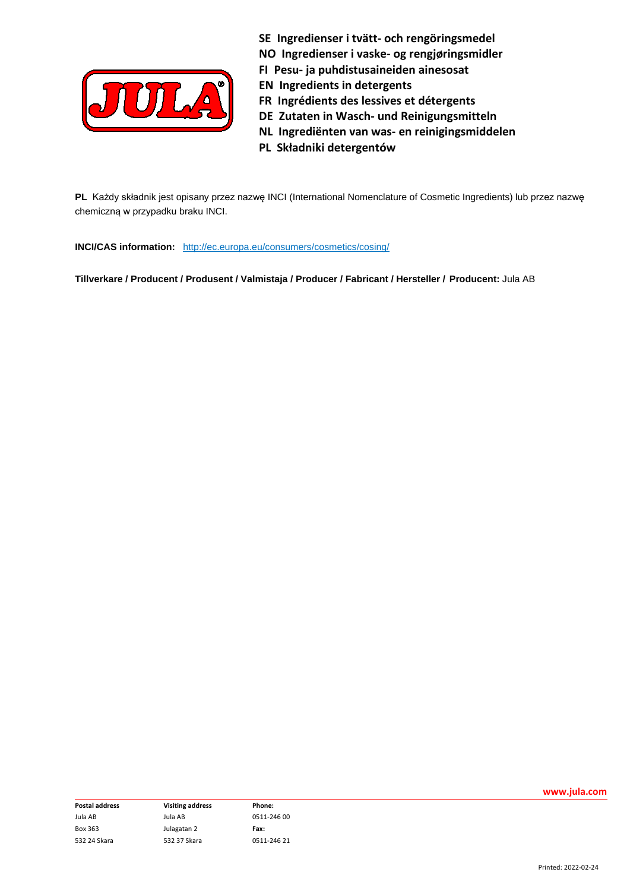**SE Ingredienser i tvätt- och rengöringsmedel**
**NO Ingredienser i vaske- og rengjøringsmidler**
**FI Pesu- ja puhdistusaineiden ainesosat**
**EN Ingredients in detergents**
**FR Ingrédients des lessives et détergents**
**DE Zutaten in Wasch- und Reinigungsmitteln**
**NL Ingrediënten van was- en reinigingsmiddelen**
**PL Składniki detergentów**

**PL** Każdy składnik jest opisany przez nazwę INCI (International Nomenclature of Cosmetic Ingredients) lub przez nazwę chemiczną w przypadku braku INCI.

**INCI/CAS information:** http://ec.europa.eu/consumers/cosmetics/cosing/

**Tillverkare / Producent / Produsent / Valmistaja / Producer / Fabricant / Hersteller / Producent:** Jula AB

**www.jula.com**

| **Postal address** | **Visiting address** | **Phone:** |
|---|---|---|
| Jula AB | Jula AB | 0511-246 00 |
| Box 363 | Julagatan 2 | **Fax:** |
| 532 24 Skara | 532 37 Skara | 0511-246 21 |

Printed: 2022-02-24